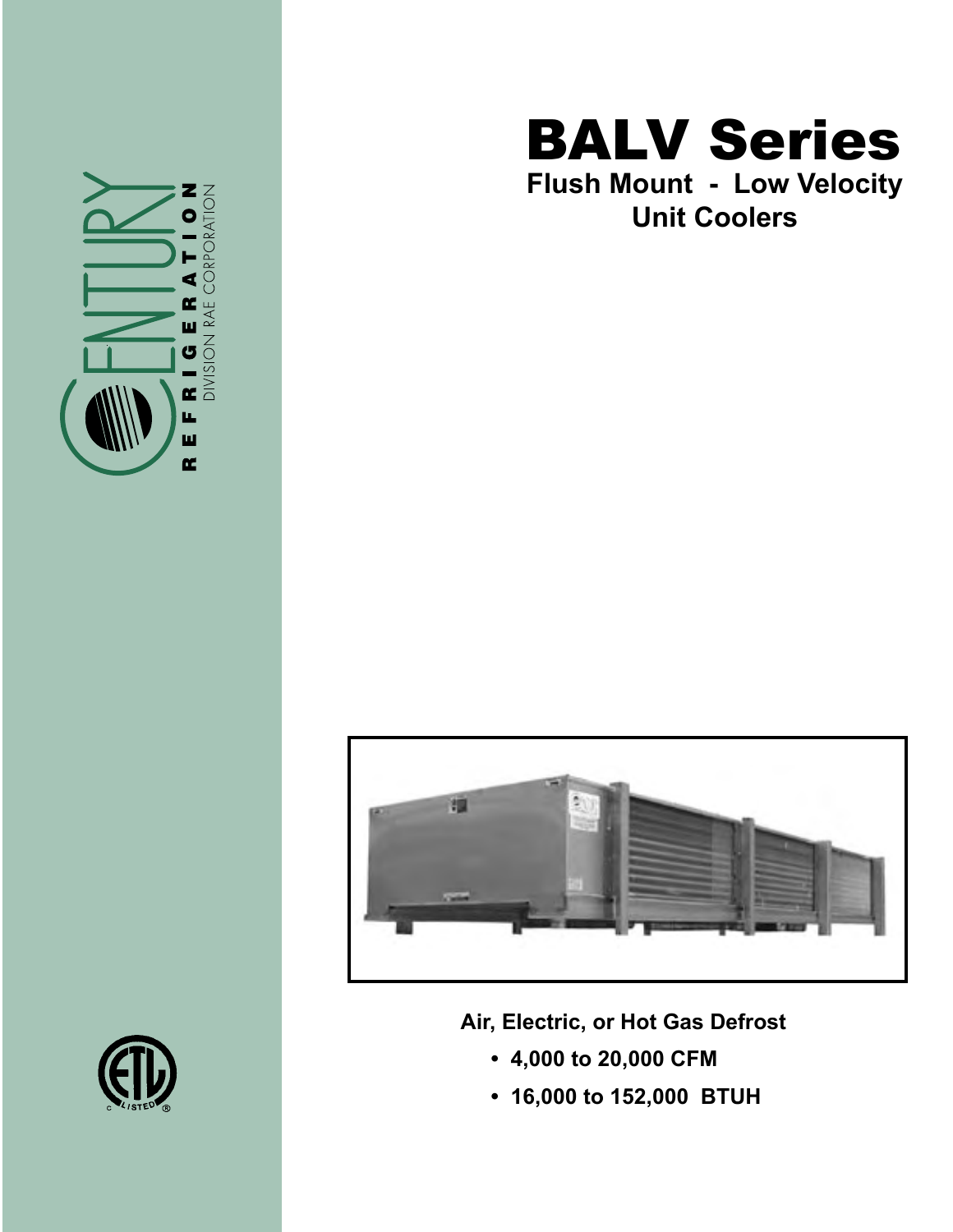CENTURY

REFRIGERATION

DIVISION RAE CORPORATION

# BALV Series

## Flush Mount - Low Velocity Unit Coolers

**Air, Electric, or Hot Gas Defrost**

- **4,000 to 20,000 CFM**
- **16,000 to 152,000 BTUH**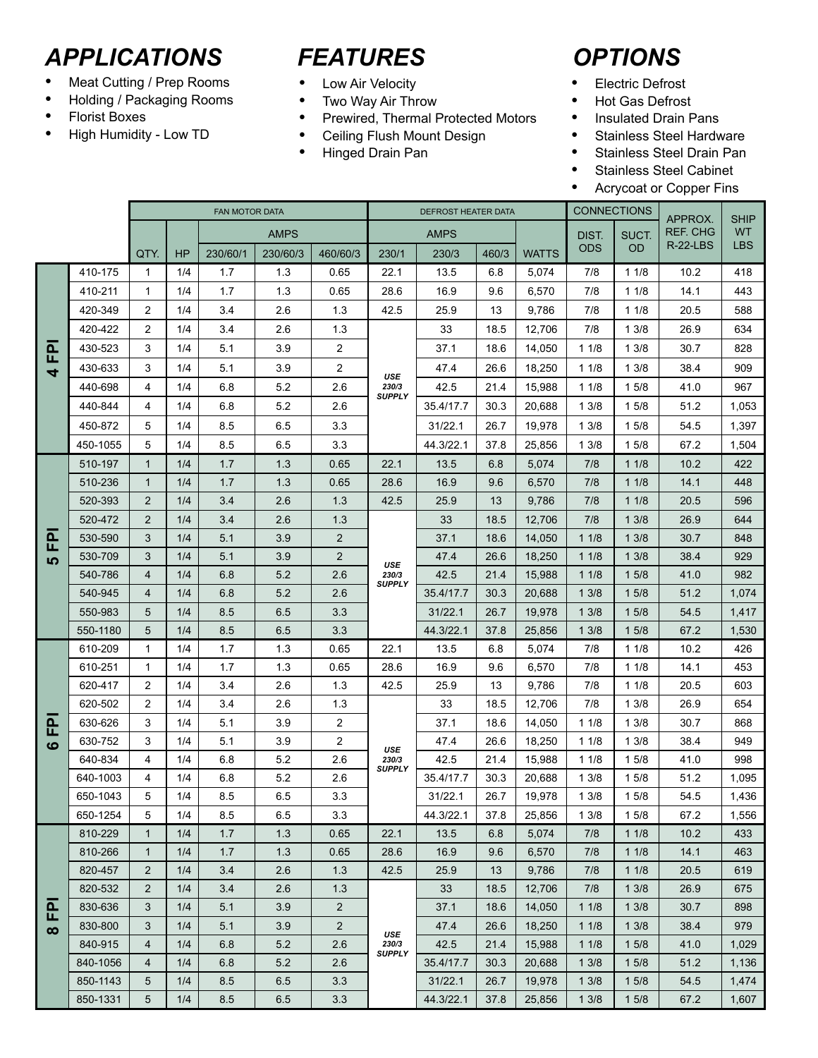## APPLICATIONS

- Meat Cutting / Prep Rooms
- Holding / Packaging Rooms
- Florist Boxes
- High Humidity - Low TD

## FEATURES

- Low Air Velocity
- Two Way Air Throw
- Prewired, Thermal Protected Motors
- Ceiling Flush Mount Design
- Hinged Drain Pan

## OPTIONS

- Electric Defrost
- Hot Gas Defrost
- Insulated Drain Pans
- Stainless Steel Hardware
- Stainless Steel Drain Pan
- Stainless Steel Cabinet
- Acrycoat or Copper Fins

| | | FAN MOTOR DATA | | | | | DEFROST HEATER DATA | | | | CONNECTIONS | | APPROX. REF. CHG R-22-LBS | SHIP WT LBS |
|---|---|---|---|---|---|---|---|---|---|---|---|---|---|---|
| | | | | AMPS | | | AMPS | | | | DIST. ODS | SUCT. OD | | |
| | | QTY. | HP | 230/60/1 | 230/60/3 | 460/60/3 | 230/1 | 230/3 | 460/3 | WATTS | | | | |
| 4 FPI | 410-175 | 1 | 1/4 | 1.7 | 1.3 | 0.65 | 22.1 | 13.5 | 6.8 | 5,074 | 7/8 | 1 1/8 | 10.2 | 418 |
| | 410-211 | 1 | 1/4 | 1.7 | 1.3 | 0.65 | 28.6 | 16.9 | 9.6 | 6,570 | 7/8 | 1 1/8 | 14.1 | 443 |
| | 420-349 | 2 | 1/4 | 3.4 | 2.6 | 1.3 | 42.5 | 25.9 | 13 | 9,786 | 7/8 | 1 1/8 | 20.5 | 588 |
| | 420-422 | 2 | 1/4 | 3.4 | 2.6 | 1.3 | *USE 230/3 SUPPLY* | 33 | 18.5 | 12,706 | 7/8 | 1 3/8 | 26.9 | 634 |
| | 430-523 | 3 | 1/4 | 5.1 | 3.9 | 2 | | 37.1 | 18.6 | 14,050 | 1 1/8 | 1 3/8 | 30.7 | 828 |
| | 430-633 | 3 | 1/4 | 5.1 | 3.9 | 2 | | 47.4 | 26.6 | 18,250 | 1 1/8 | 1 3/8 | 38.4 | 909 |
| | 440-698 | 4 | 1/4 | 6.8 | 5.2 | 2.6 | | 42.5 | 21.4 | 15,988 | 1 1/8 | 1 5/8 | 41.0 | 967 |
| | 440-844 | 4 | 1/4 | 6.8 | 5.2 | 2.6 | | 35.4/17.7 | 30.3 | 20,688 | 1 3/8 | 1 5/8 | 51.2 | 1,053 |
| | 450-872 | 5 | 1/4 | 8.5 | 6.5 | 3.3 | | 31/22.1 | 26.7 | 19,978 | 1 3/8 | 1 5/8 | 54.5 | 1,397 |
| | 450-1055 | 5 | 1/4 | 8.5 | 6.5 | 3.3 | | 44.3/22.1 | 37.8 | 25,856 | 1 3/8 | 1 5/8 | 67.2 | 1,504 |
| 5 FPI | 510-197 | 1 | 1/4 | 1.7 | 1.3 | 0.65 | 22.1 | 13.5 | 6.8 | 5,074 | 7/8 | 1 1/8 | 10.2 | 422 |
| | 510-236 | 1 | 1/4 | 1.7 | 1.3 | 0.65 | 28.6 | 16.9 | 9.6 | 6,570 | 7/8 | 1 1/8 | 14.1 | 448 |
| | 520-393 | 2 | 1/4 | 3.4 | 2.6 | 1.3 | 42.5 | 25.9 | 13 | 9,786 | 7/8 | 1 1/8 | 20.5 | 596 |
| | 520-472 | 2 | 1/4 | 3.4 | 2.6 | 1.3 | *USE 230/3 SUPPLY* | 33 | 18.5 | 12,706 | 7/8 | 1 3/8 | 26.9 | 644 |
| | 530-590 | 3 | 1/4 | 5.1 | 3.9 | 2 | | 37.1 | 18.6 | 14,050 | 1 1/8 | 1 3/8 | 30.7 | 848 |
| | 530-709 | 3 | 1/4 | 5.1 | 3.9 | 2 | | 47.4 | 26.6 | 18,250 | 1 1/8 | 1 3/8 | 38.4 | 929 |
| | 540-786 | 4 | 1/4 | 6.8 | 5.2 | 2.6 | | 42.5 | 21.4 | 15,988 | 1 1/8 | 1 5/8 | 41.0 | 982 |
| | 540-945 | 4 | 1/4 | 6.8 | 5.2 | 2.6 | | 35.4/17.7 | 30.3 | 20,688 | 1 3/8 | 1 5/8 | 51.2 | 1,074 |
| | 550-983 | 5 | 1/4 | 8.5 | 6.5 | 3.3 | | 31/22.1 | 26.7 | 19,978 | 1 3/8 | 1 5/8 | 54.5 | 1,417 |
| | 550-1180 | 5 | 1/4 | 8.5 | 6.5 | 3.3 | | 44.3/22.1 | 37.8 | 25,856 | 1 3/8 | 1 5/8 | 67.2 | 1,530 |
| 6 FPI | 610-209 | 1 | 1/4 | 1.7 | 1.3 | 0.65 | 22.1 | 13.5 | 6.8 | 5,074 | 7/8 | 1 1/8 | 10.2 | 426 |
| | 610-251 | 1 | 1/4 | 1.7 | 1.3 | 0.65 | 28.6 | 16.9 | 9.6 | 6,570 | 7/8 | 1 1/8 | 14.1 | 453 |
| | 620-417 | 2 | 1/4 | 3.4 | 2.6 | 1.3 | 42.5 | 25.9 | 13 | 9,786 | 7/8 | 1 1/8 | 20.5 | 603 |
| | 620-502 | 2 | 1/4 | 3.4 | 2.6 | 1.3 | *USE 230/3 SUPPLY* | 33 | 18.5 | 12,706 | 7/8 | 1 3/8 | 26.9 | 654 |
| | 630-626 | 3 | 1/4 | 5.1 | 3.9 | 2 | | 37.1 | 18.6 | 14,050 | 1 1/8 | 1 3/8 | 30.7 | 868 |
| | 630-752 | 3 | 1/4 | 5.1 | 3.9 | 2 | | 47.4 | 26.6 | 18,250 | 1 1/8 | 1 3/8 | 38.4 | 949 |
| | 640-834 | 4 | 1/4 | 6.8 | 5.2 | 2.6 | | 42.5 | 21.4 | 15,988 | 1 1/8 | 1 5/8 | 41.0 | 998 |
| | 640-1003 | 4 | 1/4 | 6.8 | 5.2 | 2.6 | | 35.4/17.7 | 30.3 | 20,688 | 1 3/8 | 1 5/8 | 51.2 | 1,095 |
| | 650-1043 | 5 | 1/4 | 8.5 | 6.5 | 3.3 | | 31/22.1 | 26.7 | 19,978 | 1 3/8 | 1 5/8 | 54.5 | 1,436 |
| | 650-1254 | 5 | 1/4 | 8.5 | 6.5 | 3.3 | | 44.3/22.1 | 37.8 | 25,856 | 1 3/8 | 1 5/8 | 67.2 | 1,556 |
| 8 FPI | 810-229 | 1 | 1/4 | 1.7 | 1.3 | 0.65 | 22.1 | 13.5 | 6.8 | 5,074 | 7/8 | 1 1/8 | 10.2 | 433 |
| | 810-266 | 1 | 1/4 | 1.7 | 1.3 | 0.65 | 28.6 | 16.9 | 9.6 | 6,570 | 7/8 | 1 1/8 | 14.1 | 463 |
| | 820-457 | 2 | 1/4 | 3.4 | 2.6 | 1.3 | 42.5 | 25.9 | 13 | 9,786 | 7/8 | 1 1/8 | 20.5 | 619 |
| | 820-532 | 2 | 1/4 | 3.4 | 2.6 | 1.3 | *USE 230/3 SUPPLY* | 33 | 18.5 | 12,706 | 7/8 | 1 3/8 | 26.9 | 675 |
| | 830-636 | 3 | 1/4 | 5.1 | 3.9 | 2 | | 37.1 | 18.6 | 14,050 | 1 1/8 | 1 3/8 | 30.7 | 898 |
| | 830-800 | 3 | 1/4 | 5.1 | 3.9 | 2 | | 47.4 | 26.6 | 18,250 | 1 1/8 | 1 3/8 | 38.4 | 979 |
| | 840-915 | 4 | 1/4 | 6.8 | 5.2 | 2.6 | | 42.5 | 21.4 | 15,988 | 1 1/8 | 1 5/8 | 41.0 | 1,029 |
| | 840-1056 | 4 | 1/4 | 6.8 | 5.2 | 2.6 | | 35.4/17.7 | 30.3 | 20,688 | 1 3/8 | 1 5/8 | 51.2 | 1,136 |
| | 850-1143 | 5 | 1/4 | 8.5 | 6.5 | 3.3 | | 31/22.1 | 26.7 | 19,978 | 1 3/8 | 1 5/8 | 54.5 | 1,474 |
| | 850-1331 | 5 | 1/4 | 8.5 | 6.5 | 3.3 | | 44.3/22.1 | 37.8 | 25,856 | 1 3/8 | 1 5/8 | 67.2 | 1,607 |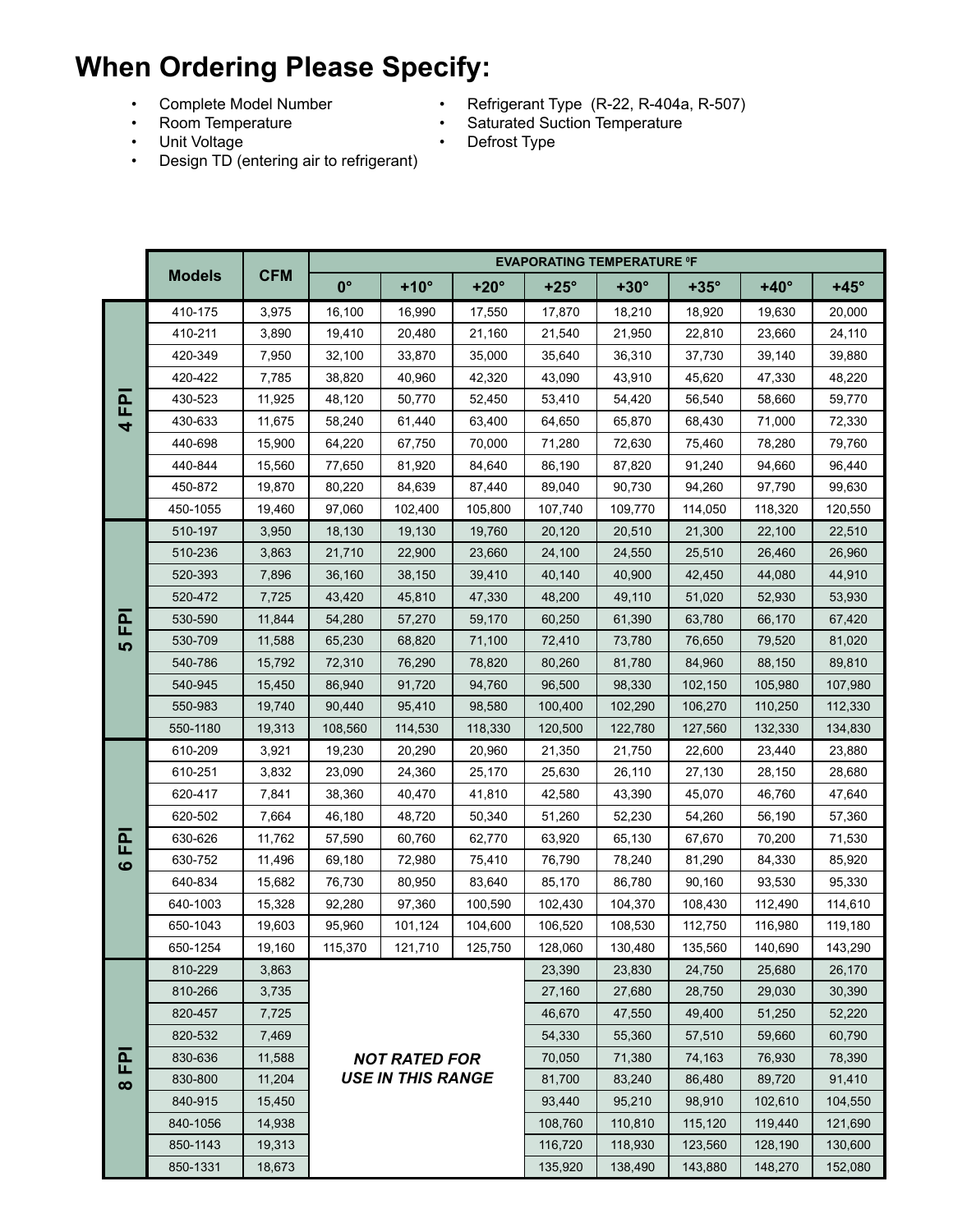# When Ordering Please Specify:

- Complete Model Number
- Room Temperature
- Unit Voltage
- Design TD (entering air to refrigerant)
- Refrigerant Type (R-22, R-404a, R-507)
- Saturated Suction Temperature
- Defrost Type

| | Models | CFM | EVAPORATING TEMPERATURE ºF | | | | | | | |
|---|---|---|---|---|---|---|---|---|---|---|
| | | | 0° | +10° | +20° | +25° | +30° | +35° | +40° | +45° |
| 4 FPI | 410-175 | 3,975 | 16,100 | 16,990 | 17,550 | 17,870 | 18,210 | 18,920 | 19,630 | 20,000 |
| | 410-211 | 3,890 | 19,410 | 20,480 | 21,160 | 21,540 | 21,950 | 22,810 | 23,660 | 24,110 |
| | 420-349 | 7,950 | 32,100 | 33,870 | 35,000 | 35,640 | 36,310 | 37,730 | 39,140 | 39,880 |
| | 420-422 | 7,785 | 38,820 | 40,960 | 42,320 | 43,090 | 43,910 | 45,620 | 47,330 | 48,220 |
| | 430-523 | 11,925 | 48,120 | 50,770 | 52,450 | 53,410 | 54,420 | 56,540 | 58,660 | 59,770 |
| | 430-633 | 11,675 | 58,240 | 61,440 | 63,400 | 64,650 | 65,870 | 68,430 | 71,000 | 72,330 |
| | 440-698 | 15,900 | 64,220 | 67,750 | 70,000 | 71,280 | 72,630 | 75,460 | 78,280 | 79,760 |
| | 440-844 | 15,560 | 77,650 | 81,920 | 84,640 | 86,190 | 87,820 | 91,240 | 94,660 | 96,440 |
| | 450-872 | 19,870 | 80,220 | 84,639 | 87,440 | 89,040 | 90,730 | 94,260 | 97,790 | 99,630 |
| | 450-1055 | 19,460 | 97,060 | 102,400 | 105,800 | 107,740 | 109,770 | 114,050 | 118,320 | 120,550 |
| 5 FPI | 510-197 | 3,950 | 18,130 | 19,130 | 19,760 | 20,120 | 20,510 | 21,300 | 22,100 | 22,510 |
| | 510-236 | 3,863 | 21,710 | 22,900 | 23,660 | 24,100 | 24,550 | 25,510 | 26,460 | 26,960 |
| | 520-393 | 7,896 | 36,160 | 38,150 | 39,410 | 40,140 | 40,900 | 42,450 | 44,080 | 44,910 |
| | 520-472 | 7,725 | 43,420 | 45,810 | 47,330 | 48,200 | 49,110 | 51,020 | 52,930 | 53,930 |
| | 530-590 | 11,844 | 54,280 | 57,270 | 59,170 | 60,250 | 61,390 | 63,780 | 66,170 | 67,420 |
| | 530-709 | 11,588 | 65,230 | 68,820 | 71,100 | 72,410 | 73,780 | 76,650 | 79,520 | 81,020 |
| | 540-786 | 15,792 | 72,310 | 76,290 | 78,820 | 80,260 | 81,780 | 84,960 | 88,150 | 89,810 |
| | 540-945 | 15,450 | 86,940 | 91,720 | 94,760 | 96,500 | 98,330 | 102,150 | 105,980 | 107,980 |
| | 550-983 | 19,740 | 90,440 | 95,410 | 98,580 | 100,400 | 102,290 | 106,270 | 110,250 | 112,330 |
| | 550-1180 | 19,313 | 108,560 | 114,530 | 118,330 | 120,500 | 122,780 | 127,560 | 132,330 | 134,830 |
| 6 FPI | 610-209 | 3,921 | 19,230 | 20,290 | 20,960 | 21,350 | 21,750 | 22,600 | 23,440 | 23,880 |
| | 610-251 | 3,832 | 23,090 | 24,360 | 25,170 | 25,630 | 26,110 | 27,130 | 28,150 | 28,680 |
| | 620-417 | 7,841 | 38,360 | 40,470 | 41,810 | 42,580 | 43,390 | 45,070 | 46,760 | 47,640 |
| | 620-502 | 7,664 | 46,180 | 48,720 | 50,340 | 51,260 | 52,230 | 54,260 | 56,190 | 57,360 |
| | 630-626 | 11,762 | 57,590 | 60,760 | 62,770 | 63,920 | 65,130 | 67,670 | 70,200 | 71,530 |
| | 630-752 | 11,496 | 69,180 | 72,980 | 75,410 | 76,790 | 78,240 | 81,290 | 84,330 | 85,920 |
| | 640-834 | 15,682 | 76,730 | 80,950 | 83,640 | 85,170 | 86,780 | 90,160 | 93,530 | 95,330 |
| | 640-1003 | 15,328 | 92,280 | 97,360 | 100,590 | 102,430 | 104,370 | 108,430 | 112,490 | 114,610 |
| | 650-1043 | 19,603 | 95,960 | 101,124 | 104,600 | 106,520 | 108,530 | 112,750 | 116,980 | 119,180 |
| | 650-1254 | 19,160 | 115,370 | 121,710 | 125,750 | 128,060 | 130,480 | 135,560 | 140,690 | 143,290 |
| 8 FPI | 810-229 | 3,863 | *NOT RATED FOR USE IN THIS RANGE* | | | 23,390 | 23,830 | 24,750 | 25,680 | 26,170 |
| | 810-266 | 3,735 | | | | 27,160 | 27,680 | 28,750 | 29,030 | 30,390 |
| | 820-457 | 7,725 | | | | 46,670 | 47,550 | 49,400 | 51,250 | 52,220 |
| | 820-532 | 7,469 | | | | 54,330 | 55,360 | 57,510 | 59,660 | 60,790 |
| | 830-636 | 11,588 | | | | 70,050 | 71,380 | 74,163 | 76,930 | 78,390 |
| | 830-800 | 11,204 | | | | 81,700 | 83,240 | 86,480 | 89,720 | 91,410 |
| | 840-915 | 15,450 | | | | 93,440 | 95,210 | 98,910 | 102,610 | 104,550 |
| | 840-1056 | 14,938 | | | | 108,760 | 110,810 | 115,120 | 119,440 | 121,690 |
| | 850-1143 | 19,313 | | | | 116,720 | 118,930 | 123,560 | 128,190 | 130,600 |
| | 850-1331 | 18,673 | | | | 135,920 | 138,490 | 143,880 | 148,270 | 152,080 |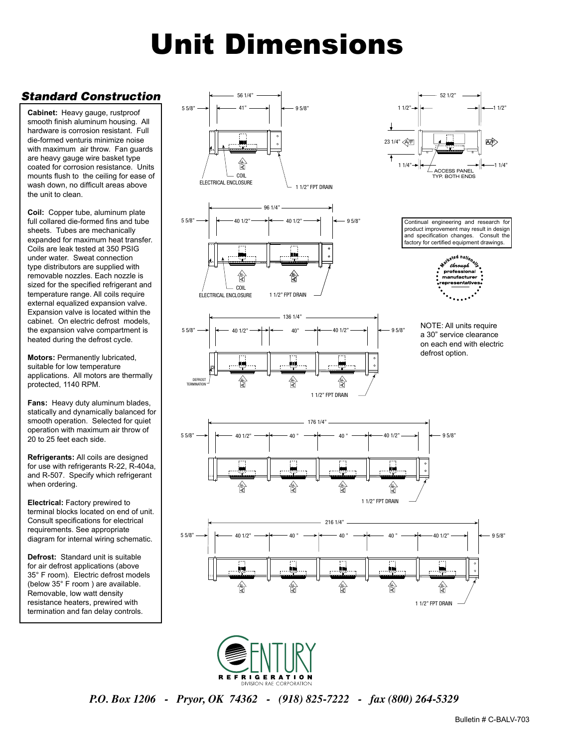# Unit Dimensions

### *Standard Construction*

**Cabinet:** Heavy gauge, rustproof smooth finish aluminum housing. All hardware is corrosion resistant. Full die-formed venturis minimize noise with maximum air throw. Fan guards are heavy gauge wire basket type coated for corrosion resistance. Units mounts flush to the ceiling for ease of wash down, no difficult areas above the unit to clean.

**Coil:** Copper tube, aluminum plate full collared die-formed fins and tube sheets. Tubes are mechanically expanded for maximum heat transfer. Coils are leak tested at 350 PSIG under water. Sweat connection type distributors are supplied with removable nozzles. Each nozzle is sized for the specified refrigerant and temperature range. All coils require external equalized expansion valve. Expansion valve is located within the cabinet. On electric defrost models, the expansion valve compartment is heated during the defrost cycle.

**Motors:** Permanently lubricated, suitable for low temperature applications. All motors are thermally protected, 1140 RPM.

**Fans:** Heavy duty aluminum blades, statically and dynamically balanced for smooth operation. Selected for quiet operation with maximum air throw of 20 to 25 feet each side.

**Refrigerants:** All coils are designed for use with refrigerants R-22, R-404a, and R-507. Specify which refrigerant when ordering.

**Electrical:** Factory prewired to terminal blocks located on end of unit. Consult specifications for electrical requirements. See appropriate diagram for internal wiring schematic.

**Defrost:** Standard unit is suitable for air defrost applications (above 35° F room). Electric defrost models (below 35° F room ) are available. Removable, low watt density resistance heaters, prewired with termination and fan delay controls.

56 1/4"
5 5/8"
41"
9 5/8"
A/F
COIL
ELECTRICAL ENCLOSURE
1 1/2" FPT DRAIN

52 1/2"
1 1/2"
1 1/2"
23 1/4"
A/F
A/F
1 1/4"
1 1/4"
ACCESS PANEL TYP. BOTH ENDS

96 1/4"
5 5/8"
40 1/2"
40 1/2"
9 5/8"
A/F
A/F
COIL
ELECTRICAL ENCLOSURE
1 1/2" FPT DRAIN

Continual engineering and research for product improvement may result in design and specification changes. Consult the factory for certified equipment drawings.

Marketed nationally through professional manufacturer representatives

136 1/4"
5 5/8"
40 1/2"
40"
40 1/2"
9 5/8"
DEFROST TERMINATION
A/F
A/F
A/F
1 1/2" FPT DRAIN

NOTE: All units require a 30" service clearance on each end with electric defrost option.

176 1/4"
5 5/8"
40 1/2"
40"
40"
40 1/2"
9 5/8"
A/F
A/F
A/F
A/F
1 1/2" FPT DRAIN

216 1/4"
5 5/8"
40 1/2"
40"
40"
40"
40 1/2"
9 5/8"
A/F
A/F
A/F
A/F
A/F
1 1/2" FPT DRAIN

CENTURY REFRIGERATION
DIVISION RAE CORPORATION

*P.O. Box 1206 - Pryor, OK 74362 - (918) 825-7222 - fax (800) 264-5329*

Bulletin # C-BALV-703